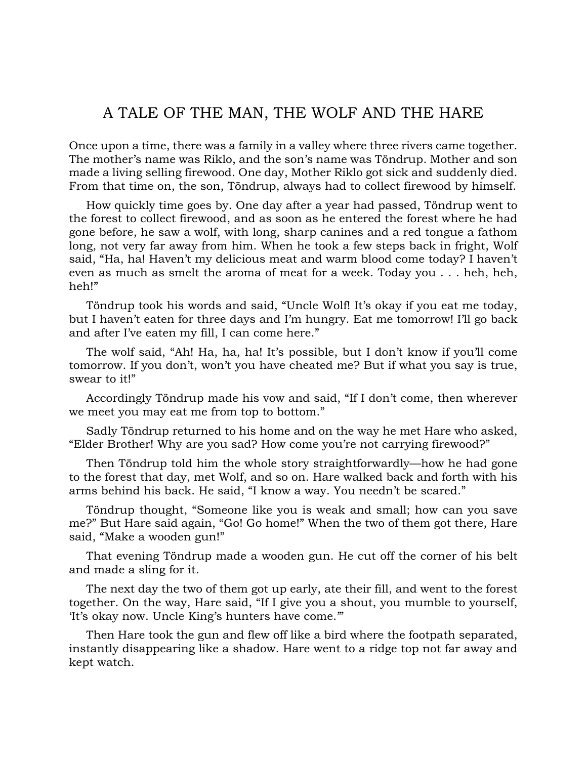# A TALE OF THE MAN, THE WOLF AND THE HARE

Once upon a time, there was a family in a valley where three rivers came together. The mother's name was Riklo, and the son's name was Töndrup. Mother and son made a living selling firewood. One day, Mother Riklo got sick and suddenly died. From that time on, the son, Töndrup, always had to collect firewood by himself.

How quickly time goes by. One day after a year had passed, Töndrup went to the forest to collect firewood, and as soon as he entered the forest where he had gone before, he saw a wolf, with long, sharp canines and a red tongue a fathom long, not very far away from him. When he took a few steps back in fright, Wolf said, "Ha, ha! Haven't my delicious meat and warm blood come today? I haven't even as much as smelt the aroma of meat for a week. Today you . . . heh, heh, heh!"

Töndrup took his words and said, "Uncle Wolf! It's okay if you eat me today, but I haven't eaten for three days and I'm hungry. Eat me tomorrow! I'll go back and after I've eaten my fill, I can come here."

The wolf said, "Ah! Ha, ha, ha! It's possible, but I don't know if you'll come tomorrow. If you don't, won't you have cheated me? But if what you say is true, swear to it!"

Accordingly Töndrup made his vow and said, "If I don't come, then wherever we meet you may eat me from top to bottom."

Sadly Töndrup returned to his home and on the way he met Hare who asked, "Elder Brother! Why are you sad? How come you're not carrying firewood?"

Then Töndrup told him the whole story straightforwardly—how he had gone to the forest that day, met Wolf, and so on. Hare walked back and forth with his arms behind his back. He said, "I know a way. You needn't be scared."

Töndrup thought, "Someone like you is weak and small; how can you save me?" But Hare said again, "Go! Go home!" When the two of them got there, Hare said, "Make a wooden gun!"

That evening Töndrup made a wooden gun. He cut off the corner of his belt and made a sling for it.

The next day the two of them got up early, ate their fill, and went to the forest together. On the way, Hare said, "If I give you a shout, you mumble to yourself, 'It's okay now. Uncle King's hunters have come.'"

Then Hare took the gun and flew off like a bird where the footpath separated, instantly disappearing like a shadow. Hare went to a ridge top not far away and kept watch.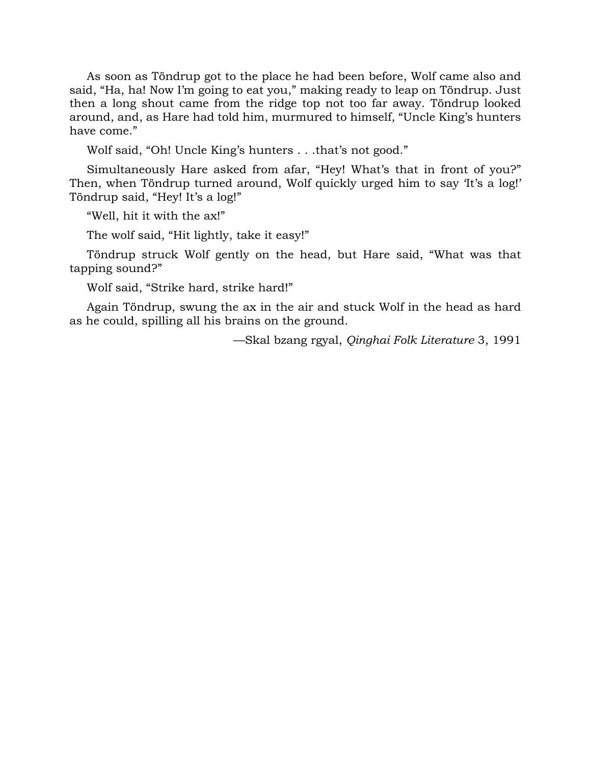As soon as Töndrup got to the place he had been before, Wolf came also and said, "Ha, ha! Now I'm going to eat you," making ready to leap on Töndrup. Just then a long shout came from the ridge top not too far away. Töndrup looked around, and, as Hare had told him, murmured to himself, "Uncle King's hunters have come."

Wolf said, "Oh! Uncle King's hunters . . .that's not good."

Simultaneously Hare asked from afar, "Hey! What's that in front of you?" Then, when Töndrup turned around, Wolf quickly urged him to say 'It's a log!' Töndrup said, "Hey! It's a log!"

"Well, hit it with the ax!"

The wolf said, "Hit lightly, take it easy!"

Töndrup struck Wolf gently on the head, but Hare said, "What was that tapping sound?"

Wolf said, "Strike hard, strike hard!"

Again Töndrup, swung the ax in the air and stuck Wolf in the head as hard as he could, spilling all his brains on the ground.

—Skal bzang rgyal, *Qinghai Folk Literature* 3, 1991